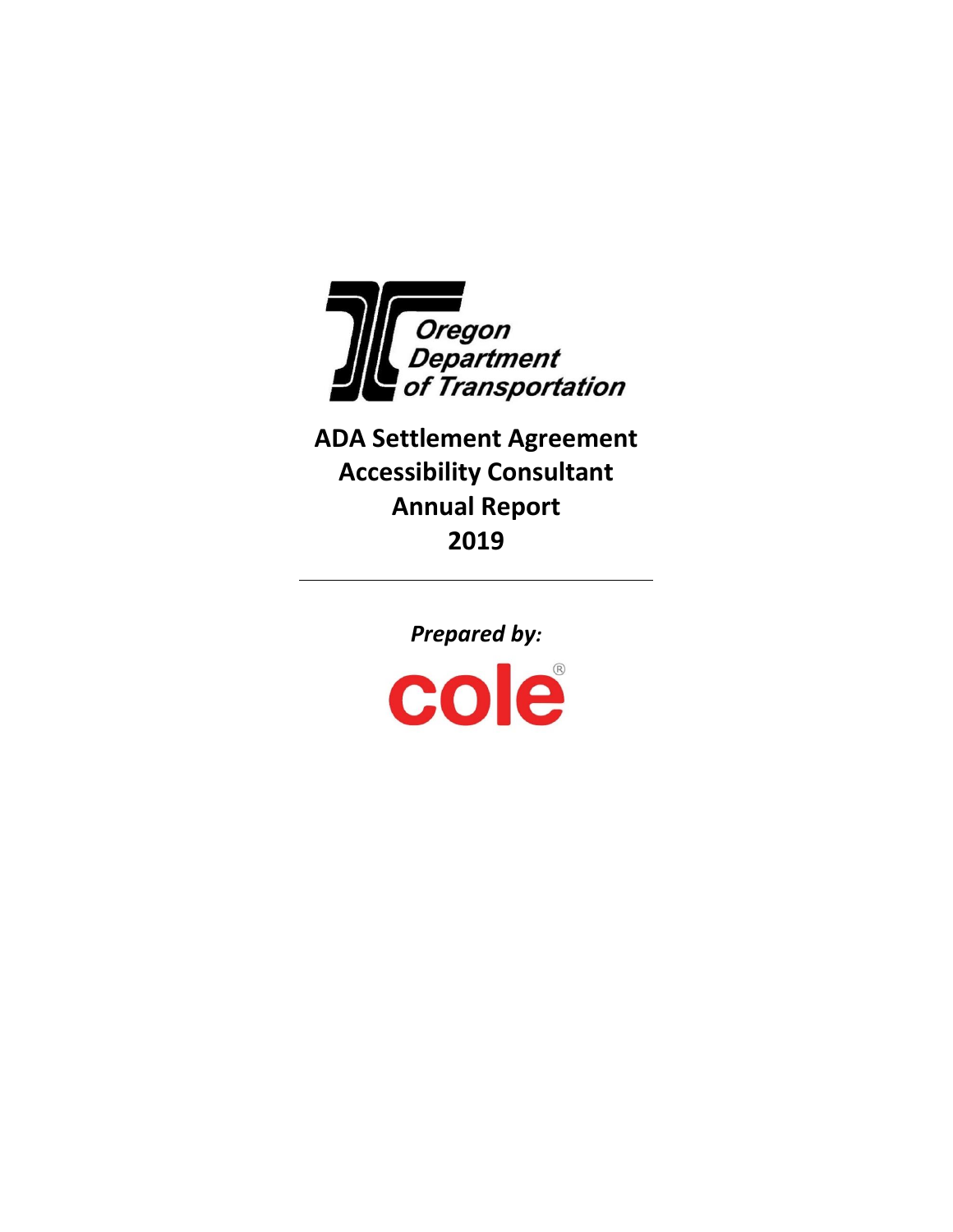Oregon Department of Transportation

# ADA Settlement Agreement Accessibility Consultant Annual Report 2019

---

*Prepared by:*

cole®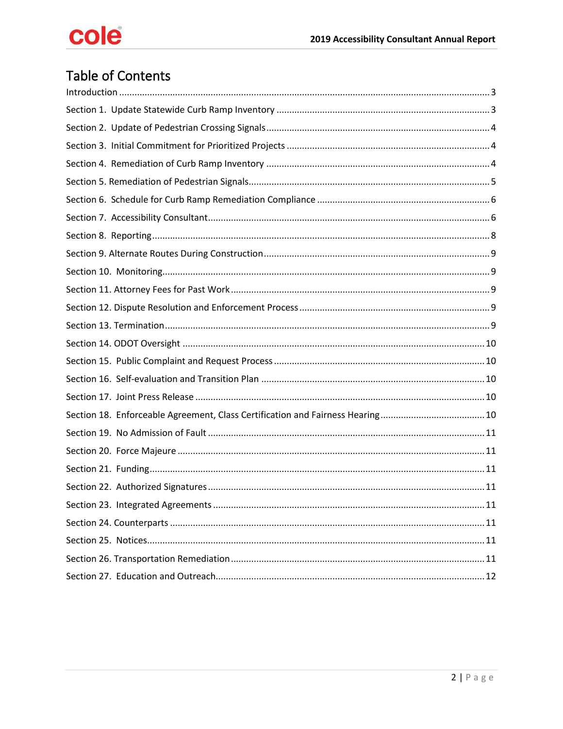# Table of Contents

Introduction ..... 3

Section 1. Update Statewide Curb Ramp Inventory ..... 3

Section 2. Update of Pedestrian Crossing Signals ..... 4

Section 3. Initial Commitment for Prioritized Projects ..... 4

Section 4. Remediation of Curb Ramp Inventory ..... 4

Section 5. Remediation of Pedestrian Signals ..... 5

Section 6. Schedule for Curb Ramp Remediation Compliance ..... 6

Section 7. Accessibility Consultant ..... 6

Section 8. Reporting ..... 8

Section 9. Alternate Routes During Construction ..... 9

Section 10. Monitoring ..... 9

Section 11. Attorney Fees for Past Work ..... 9

Section 12. Dispute Resolution and Enforcement Process ..... 9

Section 13. Termination ..... 9

Section 14. ODOT Oversight ..... 10

Section 15. Public Complaint and Request Process ..... 10

Section 16. Self-evaluation and Transition Plan ..... 10

Section 17. Joint Press Release ..... 10

Section 18. Enforceable Agreement, Class Certification and Fairness Hearing ..... 10

Section 19. No Admission of Fault ..... 11

Section 20. Force Majeure ..... 11

Section 21. Funding ..... 11

Section 22. Authorized Signatures ..... 11

Section 23. Integrated Agreements ..... 11

Section 24. Counterparts ..... 11

Section 25. Notices ..... 11

Section 26. Transportation Remediation ..... 11

Section 27. Education and Outreach ..... 12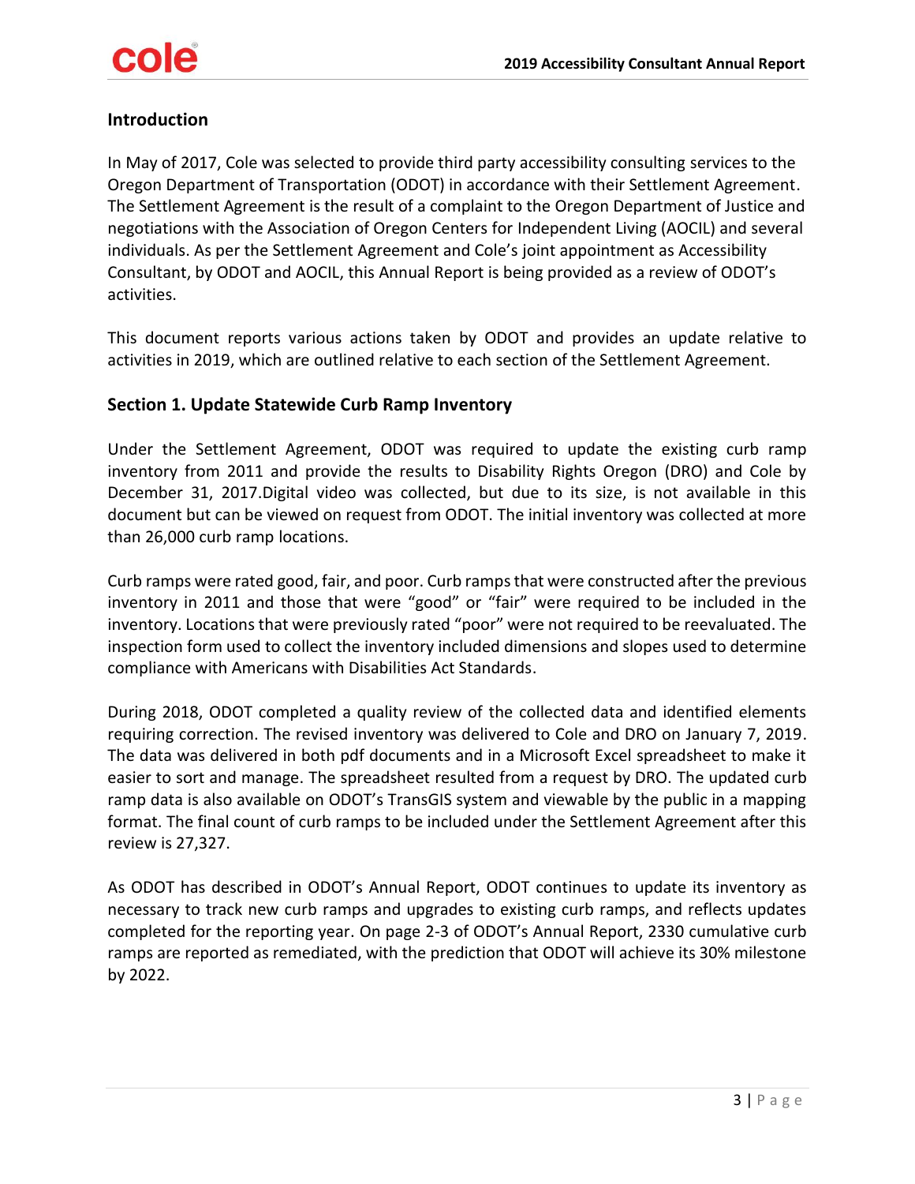## Introduction

In May of 2017, Cole was selected to provide third party accessibility consulting services to the Oregon Department of Transportation (ODOT) in accordance with their Settlement Agreement. The Settlement Agreement is the result of a complaint to the Oregon Department of Justice and negotiations with the Association of Oregon Centers for Independent Living (AOCIL) and several individuals. As per the Settlement Agreement and Cole's joint appointment as Accessibility Consultant, by ODOT and AOCIL, this Annual Report is being provided as a review of ODOT's activities.

This document reports various actions taken by ODOT and provides an update relative to activities in 2019, which are outlined relative to each section of the Settlement Agreement.

## Section 1. Update Statewide Curb Ramp Inventory

Under the Settlement Agreement, ODOT was required to update the existing curb ramp inventory from 2011 and provide the results to Disability Rights Oregon (DRO) and Cole by December 31, 2017.Digital video was collected, but due to its size, is not available in this document but can be viewed on request from ODOT. The initial inventory was collected at more than 26,000 curb ramp locations.

Curb ramps were rated good, fair, and poor. Curb ramps that were constructed after the previous inventory in 2011 and those that were "good" or "fair" were required to be included in the inventory. Locations that were previously rated "poor" were not required to be reevaluated. The inspection form used to collect the inventory included dimensions and slopes used to determine compliance with Americans with Disabilities Act Standards.

During 2018, ODOT completed a quality review of the collected data and identified elements requiring correction. The revised inventory was delivered to Cole and DRO on January 7, 2019. The data was delivered in both pdf documents and in a Microsoft Excel spreadsheet to make it easier to sort and manage. The spreadsheet resulted from a request by DRO. The updated curb ramp data is also available on ODOT's TransGIS system and viewable by the public in a mapping format. The final count of curb ramps to be included under the Settlement Agreement after this review is 27,327.

As ODOT has described in ODOT's Annual Report, ODOT continues to update its inventory as necessary to track new curb ramps and upgrades to existing curb ramps, and reflects updates completed for the reporting year. On page 2-3 of ODOT's Annual Report, 2330 cumulative curb ramps are reported as remediated, with the prediction that ODOT will achieve its 30% milestone by 2022.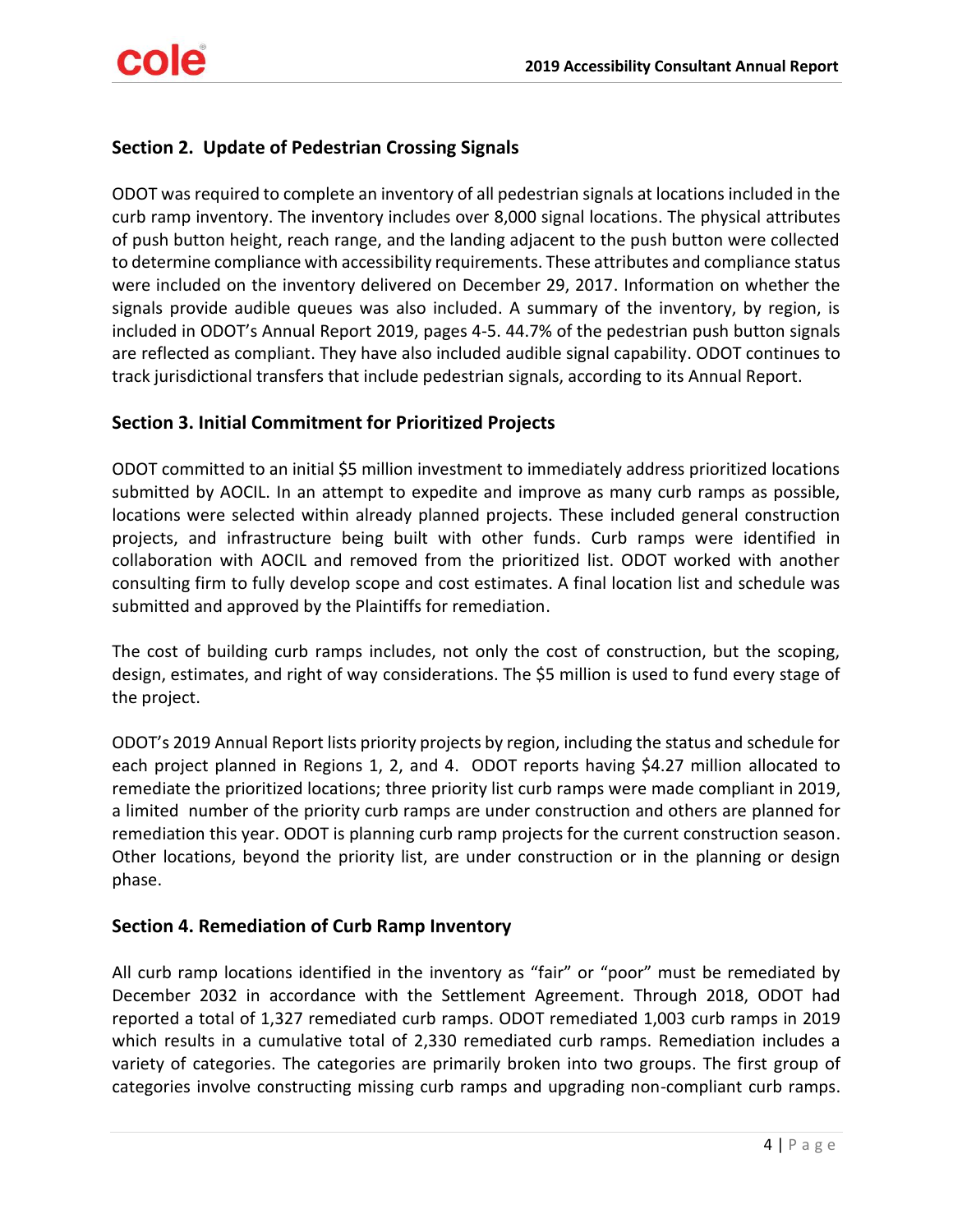## Section 2. Update of Pedestrian Crossing Signals

ODOT was required to complete an inventory of all pedestrian signals at locations included in the curb ramp inventory. The inventory includes over 8,000 signal locations. The physical attributes of push button height, reach range, and the landing adjacent to the push button were collected to determine compliance with accessibility requirements. These attributes and compliance status were included on the inventory delivered on December 29, 2017. Information on whether the signals provide audible queues was also included. A summary of the inventory, by region, is included in ODOT's Annual Report 2019, pages 4-5. 44.7% of the pedestrian push button signals are reflected as compliant. They have also included audible signal capability. ODOT continues to track jurisdictional transfers that include pedestrian signals, according to its Annual Report.

## Section 3. Initial Commitment for Prioritized Projects

ODOT committed to an initial $5 million investment to immediately address prioritized locations submitted by AOCIL. In an attempt to expedite and improve as many curb ramps as possible, locations were selected within already planned projects. These included general construction projects, and infrastructure being built with other funds. Curb ramps were identified in collaboration with AOCIL and removed from the prioritized list. ODOT worked with another consulting firm to fully develop scope and cost estimates. A final location list and schedule was submitted and approved by the Plaintiffs for remediation.

The cost of building curb ramps includes, not only the cost of construction, but the scoping, design, estimates, and right of way considerations. The $5 million is used to fund every stage of the project.

ODOT's 2019 Annual Report lists priority projects by region, including the status and schedule for each project planned in Regions 1, 2, and 4. ODOT reports having $4.27 million allocated to remediate the prioritized locations; three priority list curb ramps were made compliant in 2019, a limited number of the priority curb ramps are under construction and others are planned for remediation this year. ODOT is planning curb ramp projects for the current construction season. Other locations, beyond the priority list, are under construction or in the planning or design phase.

## Section 4. Remediation of Curb Ramp Inventory

All curb ramp locations identified in the inventory as "fair" or "poor" must be remediated by December 2032 in accordance with the Settlement Agreement. Through 2018, ODOT had reported a total of 1,327 remediated curb ramps. ODOT remediated 1,003 curb ramps in 2019 which results in a cumulative total of 2,330 remediated curb ramps. Remediation includes a variety of categories. The categories are primarily broken into two groups. The first group of categories involve constructing missing curb ramps and upgrading non-compliant curb ramps.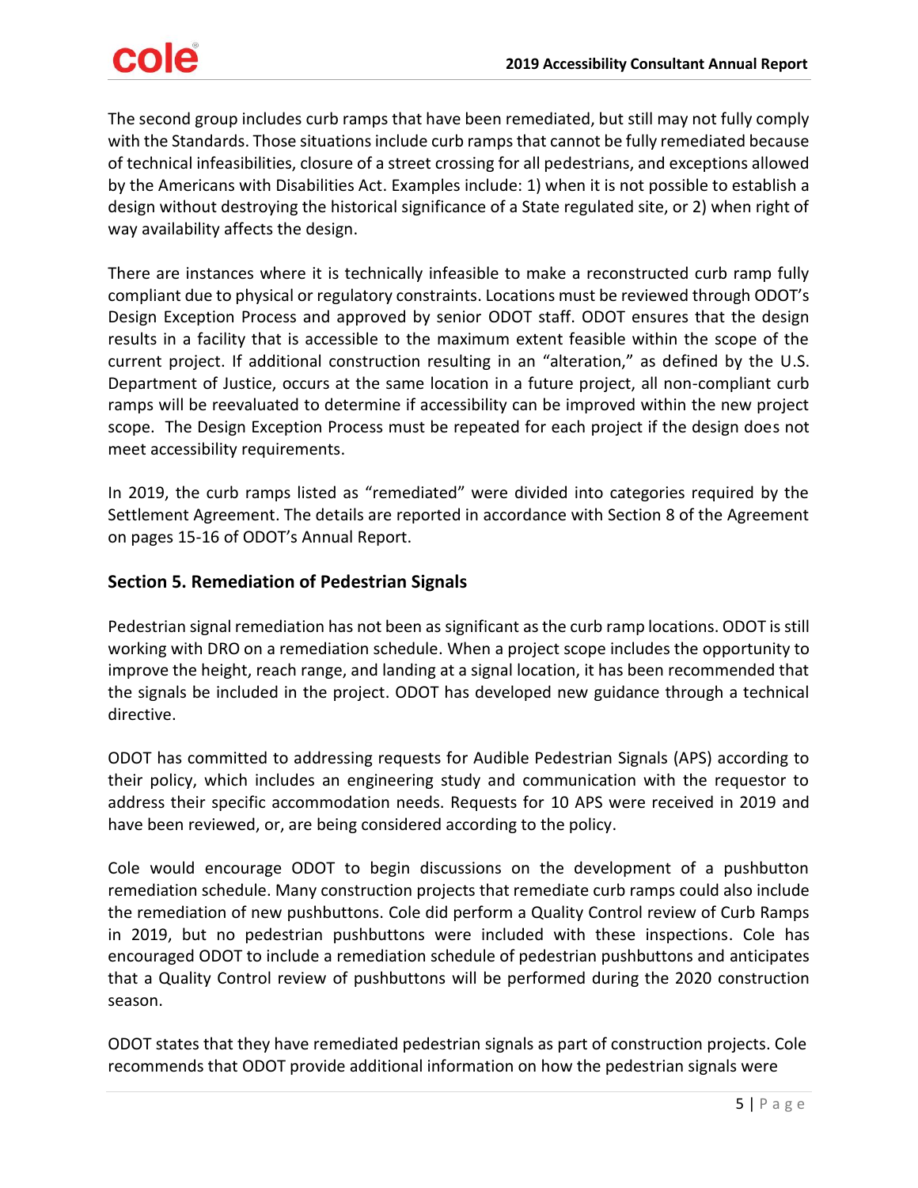The second group includes curb ramps that have been remediated, but still may not fully comply with the Standards. Those situations include curb ramps that cannot be fully remediated because of technical infeasibilities, closure of a street crossing for all pedestrians, and exceptions allowed by the Americans with Disabilities Act. Examples include: 1) when it is not possible to establish a design without destroying the historical significance of a State regulated site, or 2) when right of way availability affects the design.

There are instances where it is technically infeasible to make a reconstructed curb ramp fully compliant due to physical or regulatory constraints. Locations must be reviewed through ODOT's Design Exception Process and approved by senior ODOT staff. ODOT ensures that the design results in a facility that is accessible to the maximum extent feasible within the scope of the current project. If additional construction resulting in an "alteration," as defined by the U.S. Department of Justice, occurs at the same location in a future project, all non-compliant curb ramps will be reevaluated to determine if accessibility can be improved within the new project scope. The Design Exception Process must be repeated for each project if the design does not meet accessibility requirements.

In 2019, the curb ramps listed as "remediated" were divided into categories required by the Settlement Agreement. The details are reported in accordance with Section 8 of the Agreement on pages 15-16 of ODOT's Annual Report.

## Section 5. Remediation of Pedestrian Signals

Pedestrian signal remediation has not been as significant as the curb ramp locations. ODOT is still working with DRO on a remediation schedule. When a project scope includes the opportunity to improve the height, reach range, and landing at a signal location, it has been recommended that the signals be included in the project. ODOT has developed new guidance through a technical directive.

ODOT has committed to addressing requests for Audible Pedestrian Signals (APS) according to their policy, which includes an engineering study and communication with the requestor to address their specific accommodation needs. Requests for 10 APS were received in 2019 and have been reviewed, or, are being considered according to the policy.

Cole would encourage ODOT to begin discussions on the development of a pushbutton remediation schedule. Many construction projects that remediate curb ramps could also include the remediation of new pushbuttons. Cole did perform a Quality Control review of Curb Ramps in 2019, but no pedestrian pushbuttons were included with these inspections. Cole has encouraged ODOT to include a remediation schedule of pedestrian pushbuttons and anticipates that a Quality Control review of pushbuttons will be performed during the 2020 construction season.

ODOT states that they have remediated pedestrian signals as part of construction projects. Cole recommends that ODOT provide additional information on how the pedestrian signals were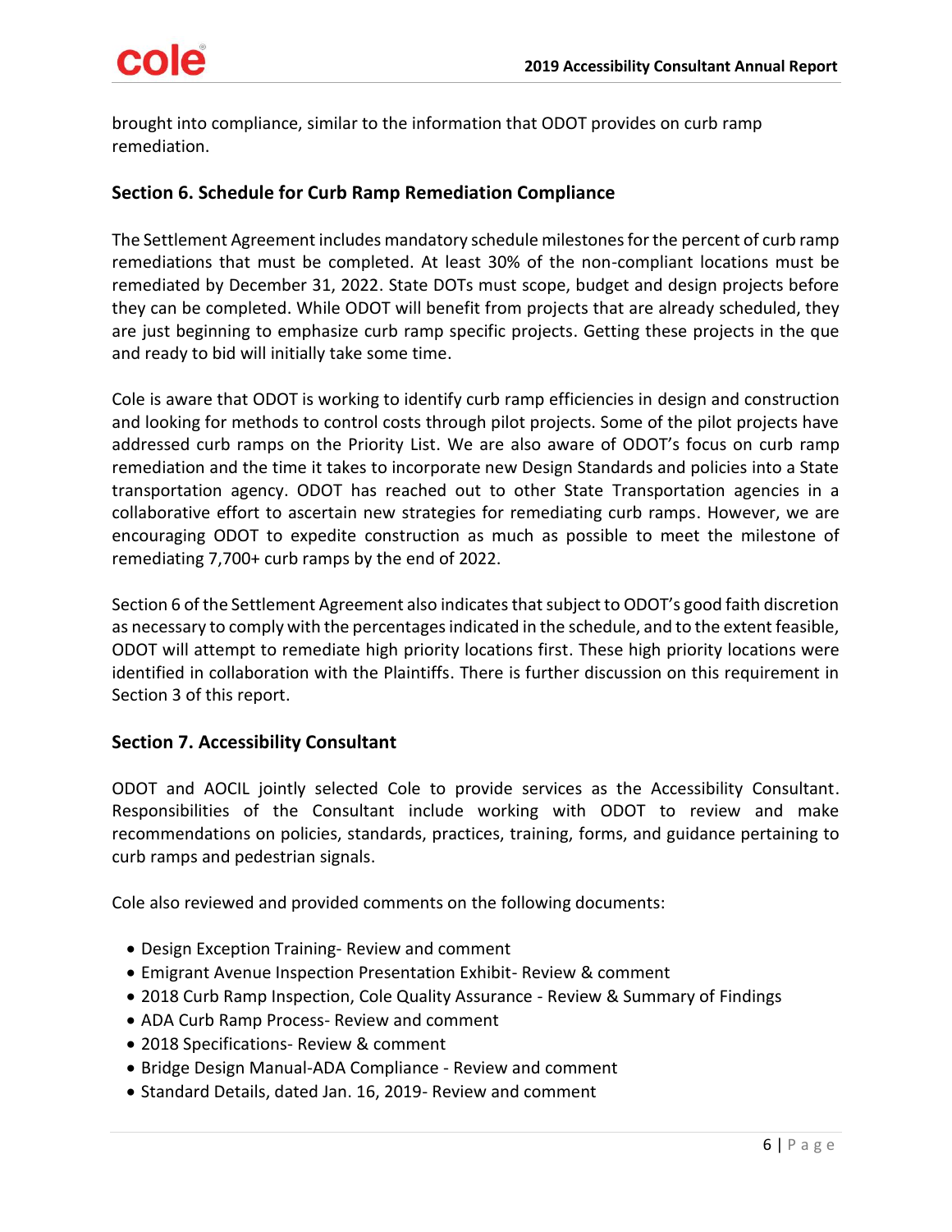brought into compliance, similar to the information that ODOT provides on curb ramp remediation.

## Section 6. Schedule for Curb Ramp Remediation Compliance

The Settlement Agreement includes mandatory schedule milestones for the percent of curb ramp remediations that must be completed. At least 30% of the non-compliant locations must be remediated by December 31, 2022. State DOTs must scope, budget and design projects before they can be completed. While ODOT will benefit from projects that are already scheduled, they are just beginning to emphasize curb ramp specific projects. Getting these projects in the que and ready to bid will initially take some time.

Cole is aware that ODOT is working to identify curb ramp efficiencies in design and construction and looking for methods to control costs through pilot projects. Some of the pilot projects have addressed curb ramps on the Priority List. We are also aware of ODOT's focus on curb ramp remediation and the time it takes to incorporate new Design Standards and policies into a State transportation agency. ODOT has reached out to other State Transportation agencies in a collaborative effort to ascertain new strategies for remediating curb ramps. However, we are encouraging ODOT to expedite construction as much as possible to meet the milestone of remediating 7,700+ curb ramps by the end of 2022.

Section 6 of the Settlement Agreement also indicates that subject to ODOT's good faith discretion as necessary to comply with the percentages indicated in the schedule, and to the extent feasible, ODOT will attempt to remediate high priority locations first. These high priority locations were identified in collaboration with the Plaintiffs. There is further discussion on this requirement in Section 3 of this report.

## Section 7. Accessibility Consultant

ODOT and AOCIL jointly selected Cole to provide services as the Accessibility Consultant. Responsibilities of the Consultant include working with ODOT to review and make recommendations on policies, standards, practices, training, forms, and guidance pertaining to curb ramps and pedestrian signals.

Cole also reviewed and provided comments on the following documents:

- Design Exception Training- Review and comment
- Emigrant Avenue Inspection Presentation Exhibit- Review & comment
- 2018 Curb Ramp Inspection, Cole Quality Assurance - Review & Summary of Findings
- ADA Curb Ramp Process- Review and comment
- 2018 Specifications- Review & comment
- Bridge Design Manual-ADA Compliance - Review and comment
- Standard Details, dated Jan. 16, 2019- Review and comment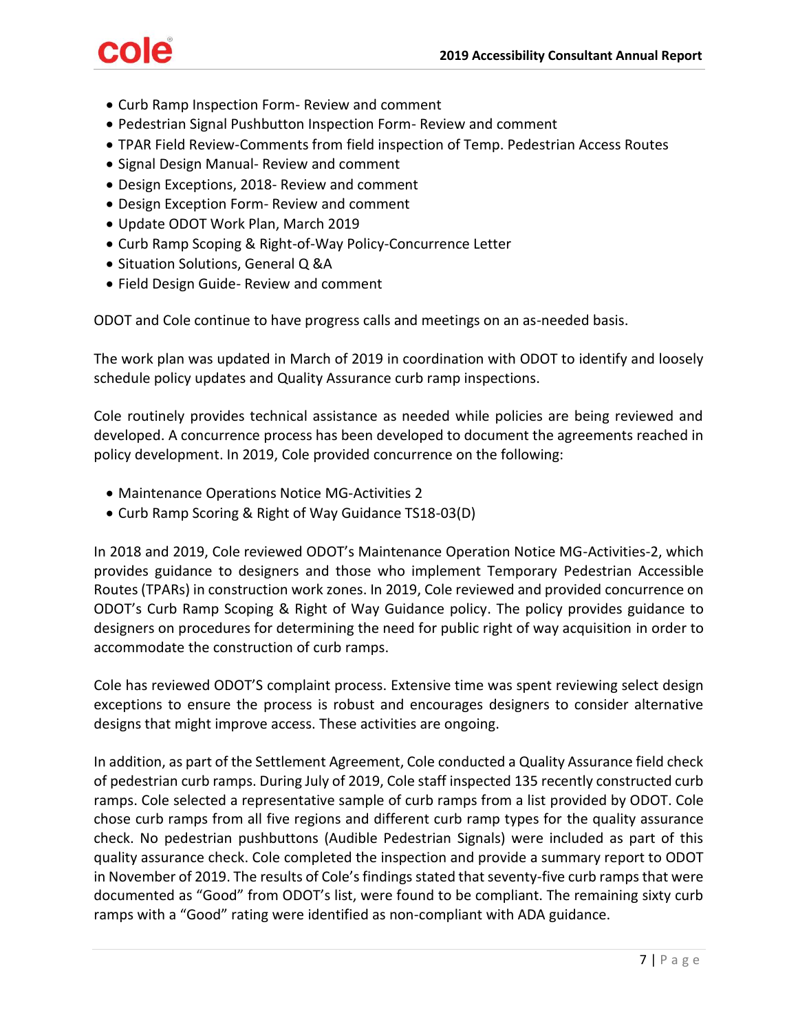- Curb Ramp Inspection Form- Review and comment
- Pedestrian Signal Pushbutton Inspection Form- Review and comment
- TPAR Field Review-Comments from field inspection of Temp. Pedestrian Access Routes
- Signal Design Manual- Review and comment
- Design Exceptions, 2018- Review and comment
- Design Exception Form- Review and comment
- Update ODOT Work Plan, March 2019
- Curb Ramp Scoping & Right-of-Way Policy-Concurrence Letter
- Situation Solutions, General Q &A
- Field Design Guide- Review and comment

ODOT and Cole continue to have progress calls and meetings on an as-needed basis.

The work plan was updated in March of 2019 in coordination with ODOT to identify and loosely schedule policy updates and Quality Assurance curb ramp inspections.

Cole routinely provides technical assistance as needed while policies are being reviewed and developed. A concurrence process has been developed to document the agreements reached in policy development. In 2019, Cole provided concurrence on the following:

- Maintenance Operations Notice MG-Activities 2
- Curb Ramp Scoring & Right of Way Guidance TS18-03(D)

In 2018 and 2019, Cole reviewed ODOT's Maintenance Operation Notice MG-Activities-2, which provides guidance to designers and those who implement Temporary Pedestrian Accessible Routes (TPARs) in construction work zones. In 2019, Cole reviewed and provided concurrence on ODOT's Curb Ramp Scoping & Right of Way Guidance policy. The policy provides guidance to designers on procedures for determining the need for public right of way acquisition in order to accommodate the construction of curb ramps.

Cole has reviewed ODOT'S complaint process. Extensive time was spent reviewing select design exceptions to ensure the process is robust and encourages designers to consider alternative designs that might improve access. These activities are ongoing.

In addition, as part of the Settlement Agreement, Cole conducted a Quality Assurance field check of pedestrian curb ramps. During July of 2019, Cole staff inspected 135 recently constructed curb ramps. Cole selected a representative sample of curb ramps from a list provided by ODOT. Cole chose curb ramps from all five regions and different curb ramp types for the quality assurance check. No pedestrian pushbuttons (Audible Pedestrian Signals) were included as part of this quality assurance check. Cole completed the inspection and provide a summary report to ODOT in November of 2019. The results of Cole's findings stated that seventy-five curb ramps that were documented as "Good" from ODOT's list, were found to be compliant. The remaining sixty curb ramps with a "Good" rating were identified as non-compliant with ADA guidance.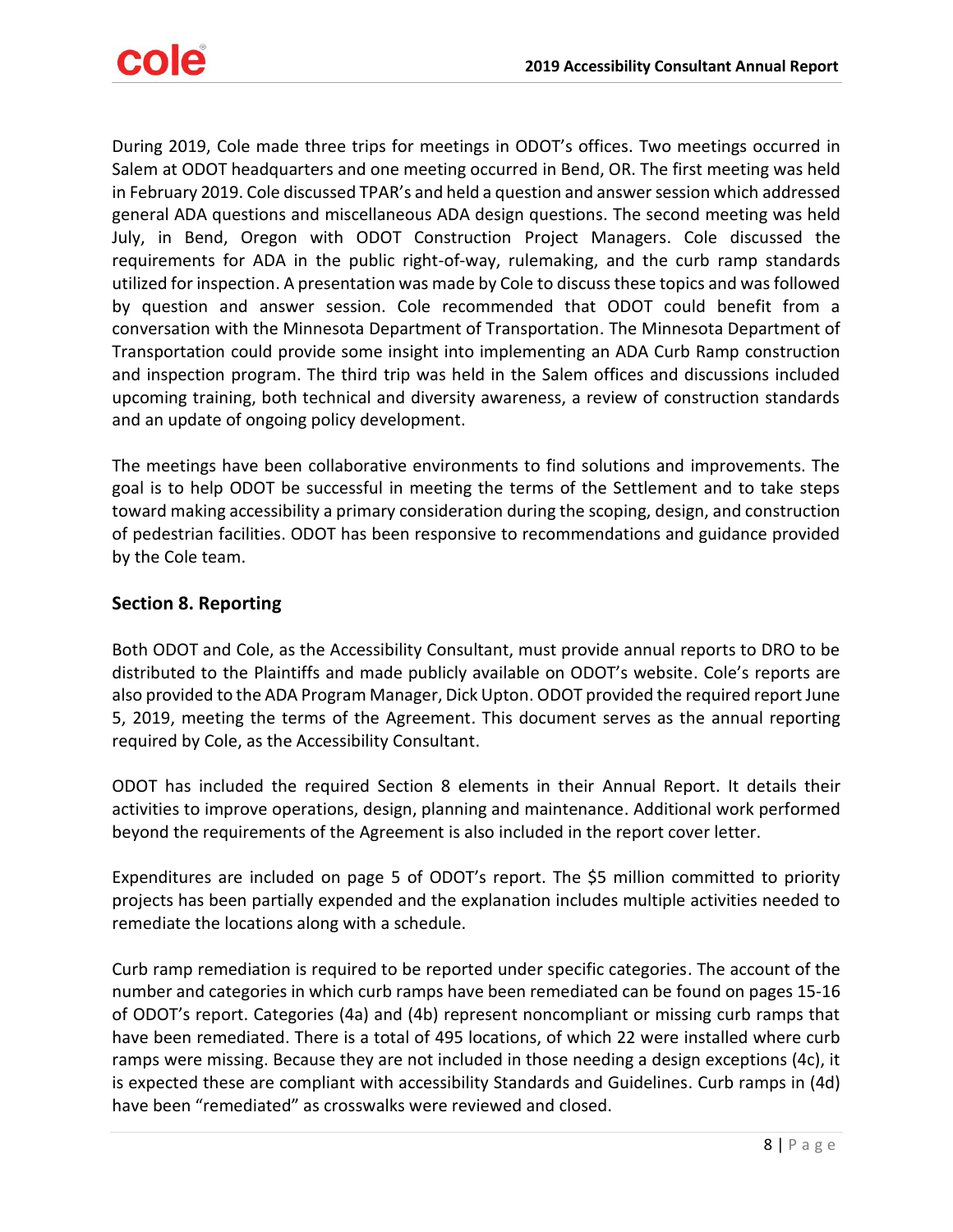During 2019, Cole made three trips for meetings in ODOT's offices. Two meetings occurred in Salem at ODOT headquarters and one meeting occurred in Bend, OR. The first meeting was held in February 2019. Cole discussed TPAR's and held a question and answer session which addressed general ADA questions and miscellaneous ADA design questions. The second meeting was held July, in Bend, Oregon with ODOT Construction Project Managers. Cole discussed the requirements for ADA in the public right-of-way, rulemaking, and the curb ramp standards utilized for inspection. A presentation was made by Cole to discuss these topics and was followed by question and answer session. Cole recommended that ODOT could benefit from a conversation with the Minnesota Department of Transportation. The Minnesota Department of Transportation could provide some insight into implementing an ADA Curb Ramp construction and inspection program. The third trip was held in the Salem offices and discussions included upcoming training, both technical and diversity awareness, a review of construction standards and an update of ongoing policy development.

The meetings have been collaborative environments to find solutions and improvements. The goal is to help ODOT be successful in meeting the terms of the Settlement and to take steps toward making accessibility a primary consideration during the scoping, design, and construction of pedestrian facilities. ODOT has been responsive to recommendations and guidance provided by the Cole team.

## Section 8. Reporting

Both ODOT and Cole, as the Accessibility Consultant, must provide annual reports to DRO to be distributed to the Plaintiffs and made publicly available on ODOT's website. Cole's reports are also provided to the ADA Program Manager, Dick Upton. ODOT provided the required report June 5, 2019, meeting the terms of the Agreement. This document serves as the annual reporting required by Cole, as the Accessibility Consultant.

ODOT has included the required Section 8 elements in their Annual Report. It details their activities to improve operations, design, planning and maintenance. Additional work performed beyond the requirements of the Agreement is also included in the report cover letter.

Expenditures are included on page 5 of ODOT's report. The $5 million committed to priority projects has been partially expended and the explanation includes multiple activities needed to remediate the locations along with a schedule.

Curb ramp remediation is required to be reported under specific categories. The account of the number and categories in which curb ramps have been remediated can be found on pages 15-16 of ODOT's report. Categories (4a) and (4b) represent noncompliant or missing curb ramps that have been remediated. There is a total of 495 locations, of which 22 were installed where curb ramps were missing. Because they are not included in those needing a design exceptions (4c), it is expected these are compliant with accessibility Standards and Guidelines. Curb ramps in (4d) have been "remediated" as crosswalks were reviewed and closed.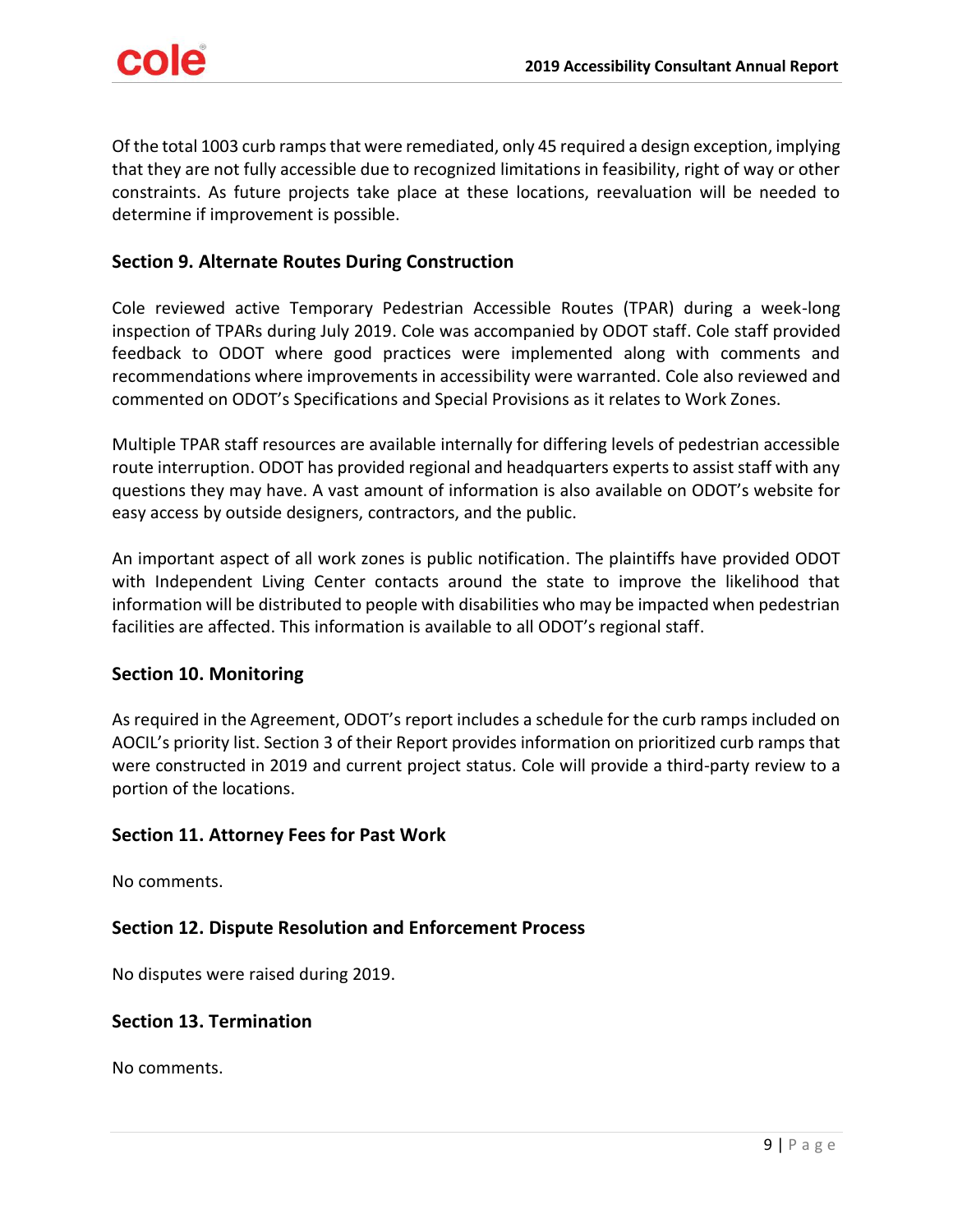Of the total 1003 curb ramps that were remediated, only 45 required a design exception, implying that they are not fully accessible due to recognized limitations in feasibility, right of way or other constraints. As future projects take place at these locations, reevaluation will be needed to determine if improvement is possible.

## Section 9. Alternate Routes During Construction

Cole reviewed active Temporary Pedestrian Accessible Routes (TPAR) during a week-long inspection of TPARs during July 2019. Cole was accompanied by ODOT staff. Cole staff provided feedback to ODOT where good practices were implemented along with comments and recommendations where improvements in accessibility were warranted. Cole also reviewed and commented on ODOT's Specifications and Special Provisions as it relates to Work Zones.

Multiple TPAR staff resources are available internally for differing levels of pedestrian accessible route interruption. ODOT has provided regional and headquarters experts to assist staff with any questions they may have. A vast amount of information is also available on ODOT's website for easy access by outside designers, contractors, and the public.

An important aspect of all work zones is public notification. The plaintiffs have provided ODOT with Independent Living Center contacts around the state to improve the likelihood that information will be distributed to people with disabilities who may be impacted when pedestrian facilities are affected. This information is available to all ODOT's regional staff.

## Section 10. Monitoring

As required in the Agreement, ODOT's report includes a schedule for the curb ramps included on AOCIL's priority list. Section 3 of their Report provides information on prioritized curb ramps that were constructed in 2019 and current project status. Cole will provide a third-party review to a portion of the locations.

## Section 11. Attorney Fees for Past Work

No comments.

## Section 12. Dispute Resolution and Enforcement Process

No disputes were raised during 2019.

## Section 13. Termination

No comments.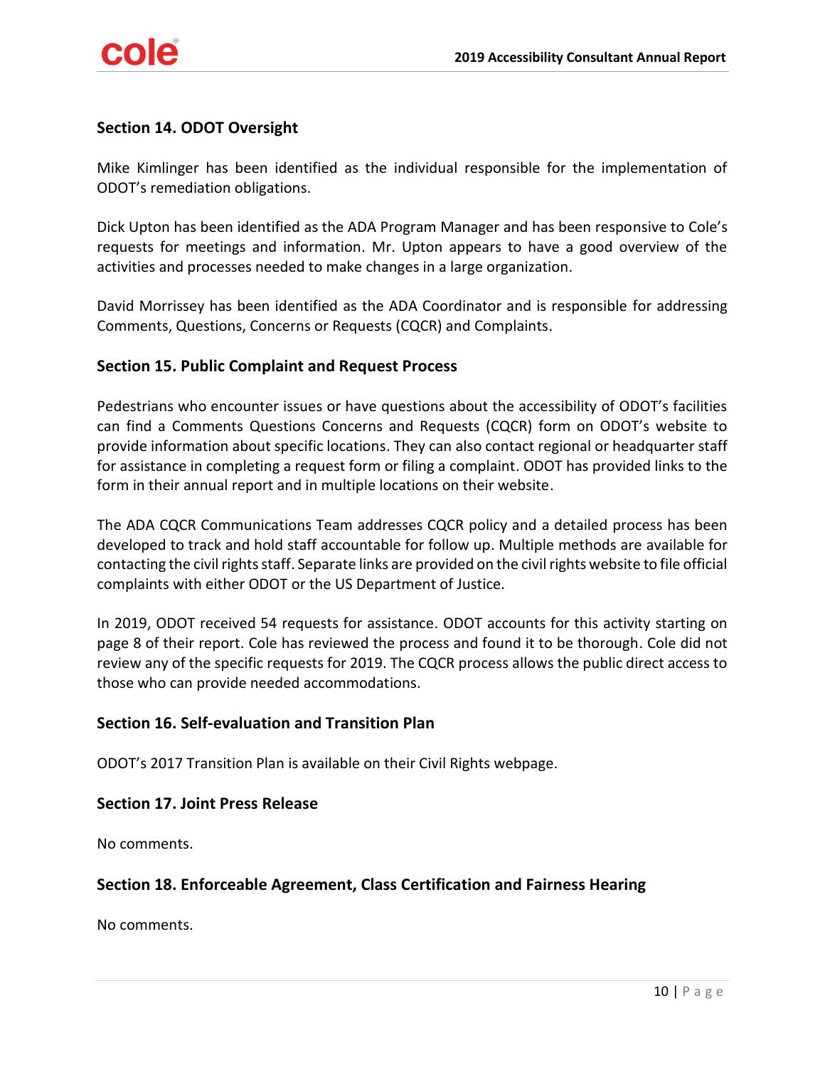## Section 14. ODOT Oversight

Mike Kimlinger has been identified as the individual responsible for the implementation of ODOT's remediation obligations.

Dick Upton has been identified as the ADA Program Manager and has been responsive to Cole's requests for meetings and information. Mr. Upton appears to have a good overview of the activities and processes needed to make changes in a large organization.

David Morrissey has been identified as the ADA Coordinator and is responsible for addressing Comments, Questions, Concerns or Requests (CQCR) and Complaints.

## Section 15. Public Complaint and Request Process

Pedestrians who encounter issues or have questions about the accessibility of ODOT's facilities can find a Comments Questions Concerns and Requests (CQCR) form on ODOT's website to provide information about specific locations. They can also contact regional or headquarter staff for assistance in completing a request form or filing a complaint. ODOT has provided links to the form in their annual report and in multiple locations on their website.

The ADA CQCR Communications Team addresses CQCR policy and a detailed process has been developed to track and hold staff accountable for follow up. Multiple methods are available for contacting the civil rights staff. Separate links are provided on the civil rights website to file official complaints with either ODOT or the US Department of Justice.

In 2019, ODOT received 54 requests for assistance. ODOT accounts for this activity starting on page 8 of their report. Cole has reviewed the process and found it to be thorough. Cole did not review any of the specific requests for 2019. The CQCR process allows the public direct access to those who can provide needed accommodations.

## Section 16. Self-evaluation and Transition Plan

ODOT's 2017 Transition Plan is available on their Civil Rights webpage.

## Section 17. Joint Press Release

No comments.

## Section 18. Enforceable Agreement, Class Certification and Fairness Hearing

No comments.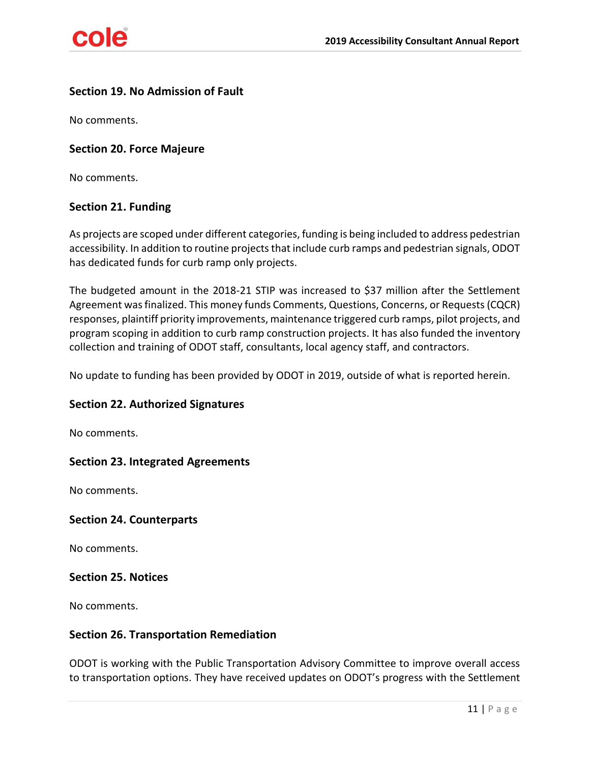### Section 19. No Admission of Fault

No comments.

### Section 20. Force Majeure

No comments.

### Section 21. Funding

As projects are scoped under different categories, funding is being included to address pedestrian accessibility. In addition to routine projects that include curb ramps and pedestrian signals, ODOT has dedicated funds for curb ramp only projects.

The budgeted amount in the 2018-21 STIP was increased to $37 million after the Settlement Agreement was finalized. This money funds Comments, Questions, Concerns, or Requests (CQCR) responses, plaintiff priority improvements, maintenance triggered curb ramps, pilot projects, and program scoping in addition to curb ramp construction projects. It has also funded the inventory collection and training of ODOT staff, consultants, local agency staff, and contractors.

No update to funding has been provided by ODOT in 2019, outside of what is reported herein.

### Section 22. Authorized Signatures

No comments.

### Section 23. Integrated Agreements

No comments.

### Section 24. Counterparts

No comments.

### Section 25. Notices

No comments.

### Section 26. Transportation Remediation

ODOT is working with the Public Transportation Advisory Committee to improve overall access to transportation options. They have received updates on ODOT's progress with the Settlement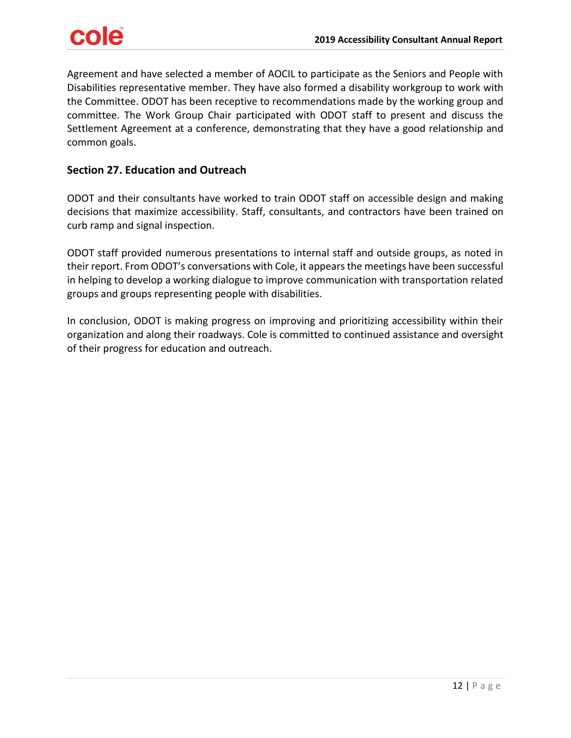Agreement and have selected a member of AOCIL to participate as the Seniors and People with Disabilities representative member. They have also formed a disability workgroup to work with the Committee. ODOT has been receptive to recommendations made by the working group and committee. The Work Group Chair participated with ODOT staff to present and discuss the Settlement Agreement at a conference, demonstrating that they have a good relationship and common goals.

## Section 27. Education and Outreach

ODOT and their consultants have worked to train ODOT staff on accessible design and making decisions that maximize accessibility. Staff, consultants, and contractors have been trained on curb ramp and signal inspection.

ODOT staff provided numerous presentations to internal staff and outside groups, as noted in their report. From ODOT's conversations with Cole, it appears the meetings have been successful in helping to develop a working dialogue to improve communication with transportation related groups and groups representing people with disabilities.

In conclusion, ODOT is making progress on improving and prioritizing accessibility within their organization and along their roadways. Cole is committed to continued assistance and oversight of their progress for education and outreach.